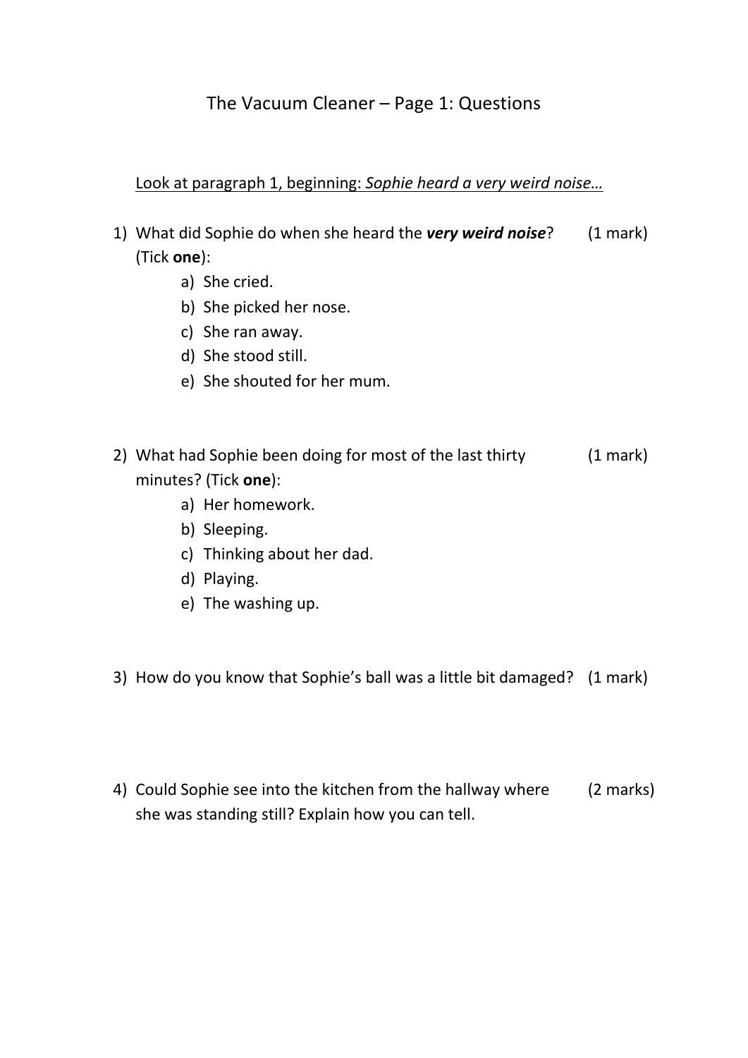# The Vacuum Cleaner – Page 1: Questions

<u>Look at paragraph 1, beginning: *Sophie heard a very weird noise…*</u>

1) What did Sophie do when she heard the ***very weird noise***? (1 mark)
   (Tick **one**):
   a) She cried.
   b) She picked her nose.
   c) She ran away.
   d) She stood still.
   e) She shouted for her mum.

2) What had Sophie been doing for most of the last thirty minutes? (Tick **one**): (1 mark)
   a) Her homework.
   b) Sleeping.
   c) Thinking about her dad.
   d) Playing.
   e) The washing up.

3) How do you know that Sophie's ball was a little bit damaged? (1 mark)

4) Could Sophie see into the kitchen from the hallway where she was standing still? Explain how you can tell. (2 marks)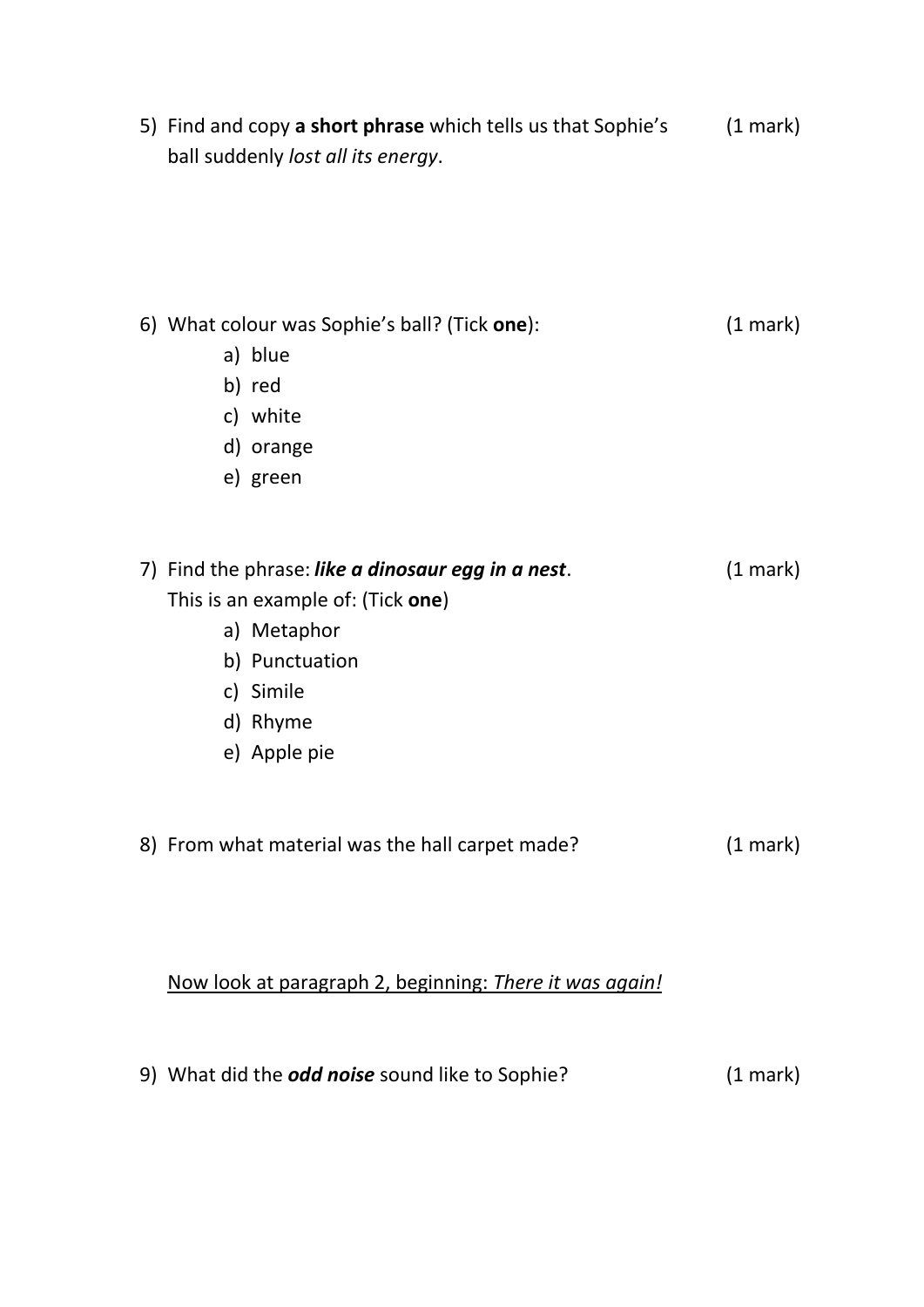5) Find and copy **a short phrase** which tells us that Sophie's ball suddenly *lost all its energy*. (1 mark)

6) What colour was Sophie's ball? (Tick **one**): (1 mark)
   a) blue
   b) red
   c) white
   d) orange
   e) green

7) Find the phrase: ***like a dinosaur egg in a nest***. (1 mark)
   This is an example of: (Tick **one**)
   a) Metaphor
   b) Punctuation
   c) Simile
   d) Rhyme
   e) Apple pie

8) From what material was the hall carpet made? (1 mark)

<u>Now look at paragraph 2, beginning: *There it was again!*</u>

9) What did the ***odd noise*** sound like to Sophie? (1 mark)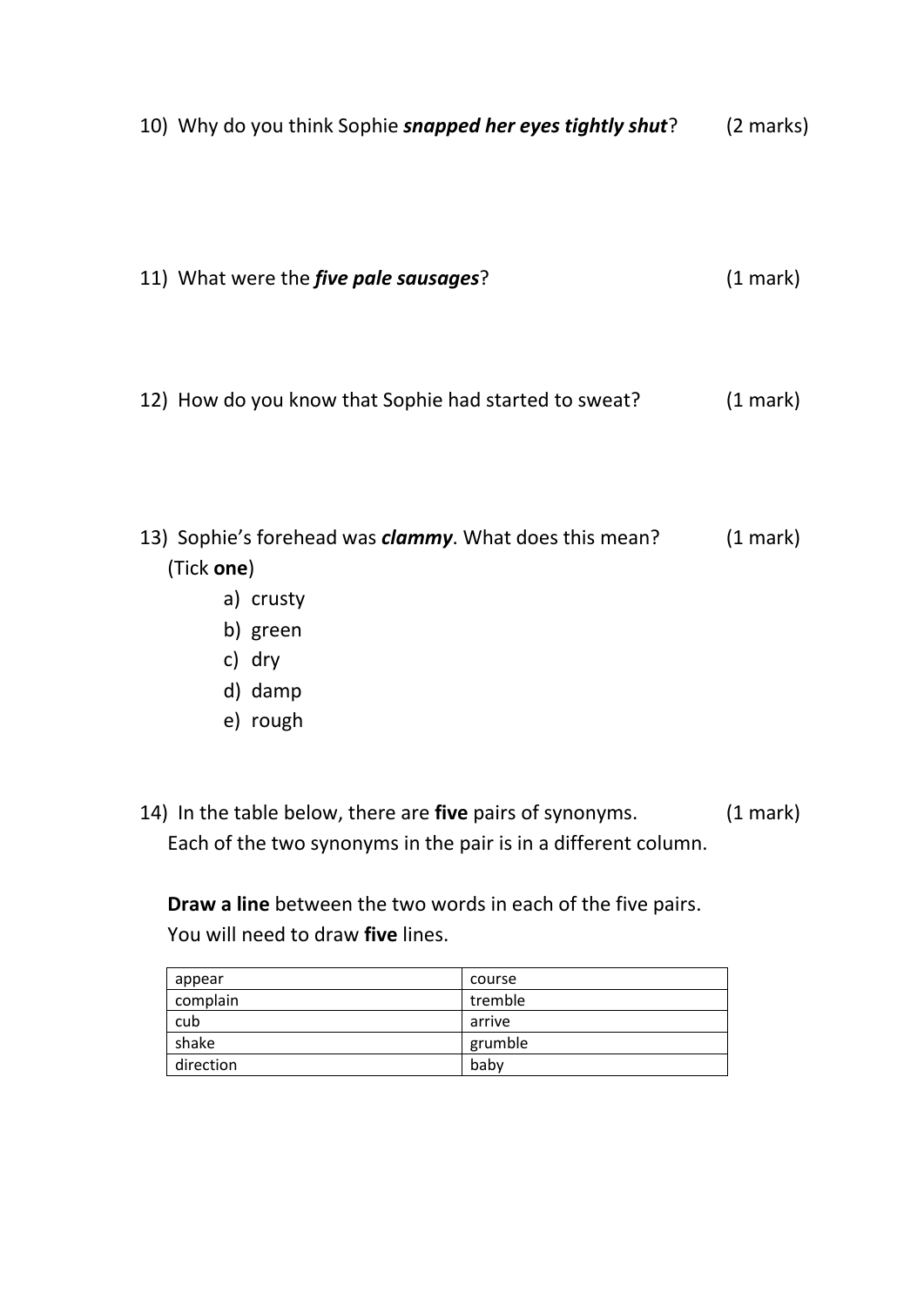10) Why do you think Sophie ***snapped her eyes tightly shut***? (2 marks)

11) What were the ***five pale sausages***? (1 mark)

12) How do you know that Sophie had started to sweat? (1 mark)

13) Sophie's forehead was ***clammy***. What does this mean? (1 mark)
(Tick **one**)

a) crusty
b) green
c) dry
d) damp
e) rough

14) In the table below, there are **five** pairs of synonyms. (1 mark)
Each of the two synonyms in the pair is in a different column.

**Draw a line** between the two words in each of the five pairs.
You will need to draw **five** lines.

| | |
|---|---|
| appear | course |
| complain | tremble |
| cub | arrive |
| shake | grumble |
| direction | baby |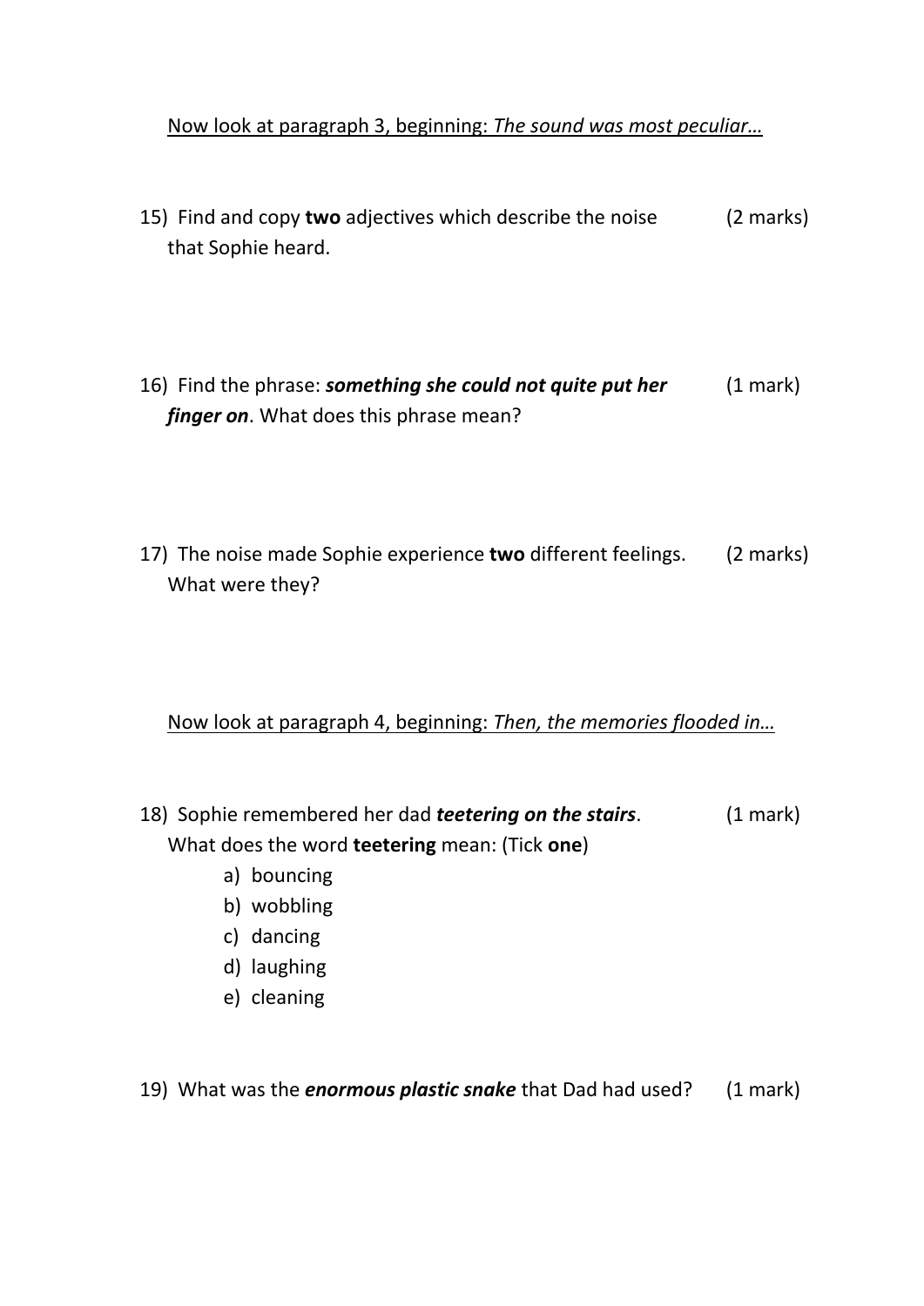<u>Now look at paragraph 3, beginning: *The sound was most peculiar…*</u>

15) Find and copy **two** adjectives which describe the noise that Sophie heard. (2 marks)

16) Find the phrase: ***something she could not quite put her finger on***. What does this phrase mean? (1 mark)

17) The noise made Sophie experience **two** different feelings. What were they? (2 marks)

<u>Now look at paragraph 4, beginning: *Then, the memories flooded in…*</u>

18) Sophie remembered her dad ***teetering on the stairs***. What does the word **teetering** mean: (Tick **one**) (1 mark)

   a) bouncing
   b) wobbling
   c) dancing
   d) laughing
   e) cleaning

19) What was the ***enormous plastic snake*** that Dad had used? (1 mark)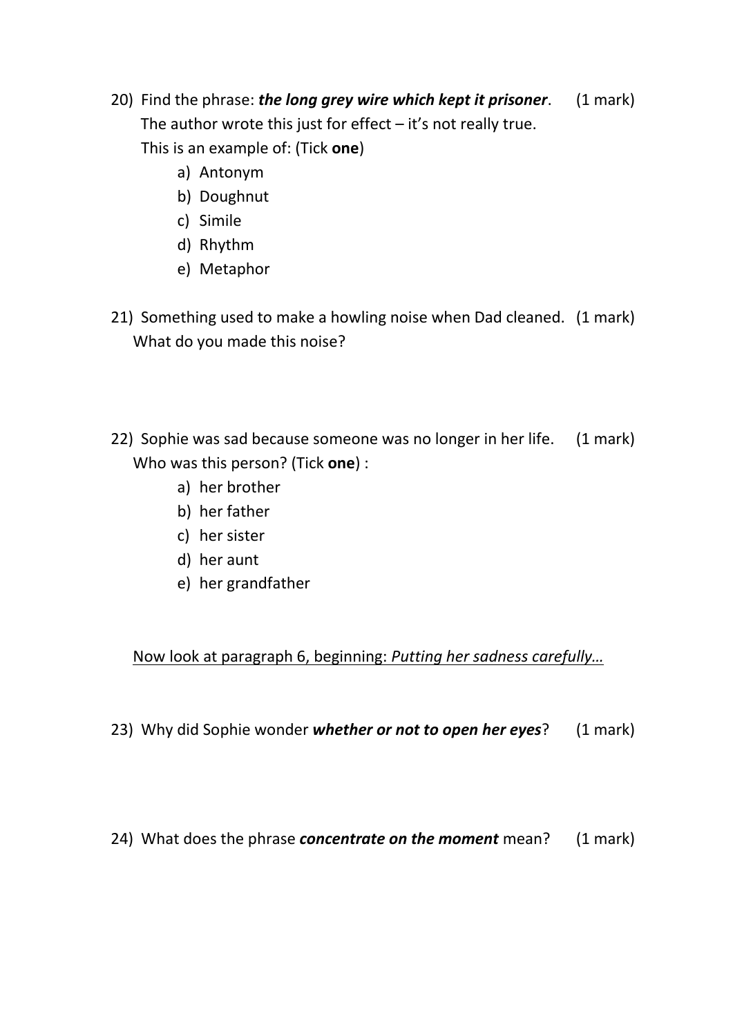20) Find the phrase: ***the long grey wire which kept it prisoner***. (1 mark)
The author wrote this just for effect – it's not really true.
This is an example of: (Tick **one**)

a) Antonym
b) Doughnut
c) Simile
d) Rhythm
e) Metaphor

21) Something used to make a howling noise when Dad cleaned. (1 mark)
What do you made this noise?

22) Sophie was sad because someone was no longer in her life. (1 mark)
Who was this person? (Tick **one**) :

a) her brother
b) her father
c) her sister
d) her aunt
e) her grandfather

Now look at paragraph 6, beginning: *Putting her sadness carefully…*

23) Why did Sophie wonder ***whether or not to open her eyes***? (1 mark)

24) What does the phrase ***concentrate on the moment*** mean? (1 mark)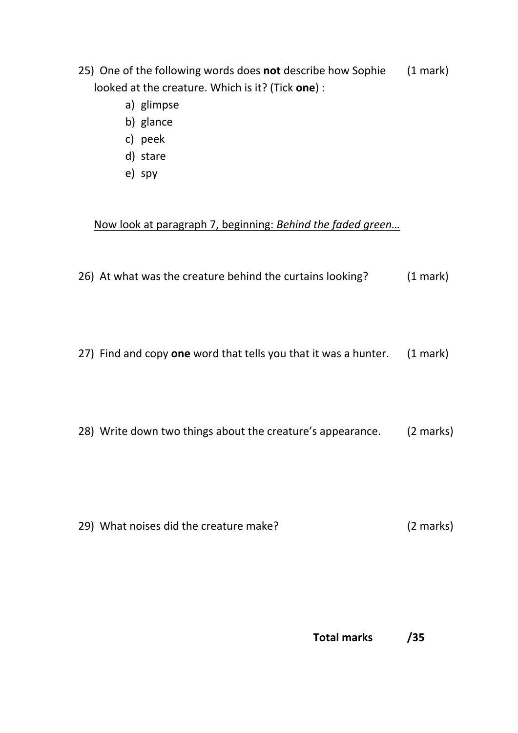25) One of the following words does **not** describe how Sophie looked at the creature. Which is it? (Tick **one**) : (1 mark)

a) glimpse
b) glance
c) peek
d) stare
e) spy

Now look at paragraph 7, beginning: *Behind the faded green…*

26) At what was the creature behind the curtains looking? (1 mark)

27) Find and copy **one** word that tells you that it was a hunter. (1 mark)

28) Write down two things about the creature's appearance. (2 marks)

29) What noises did the creature make? (2 marks)

**Total marks /35**